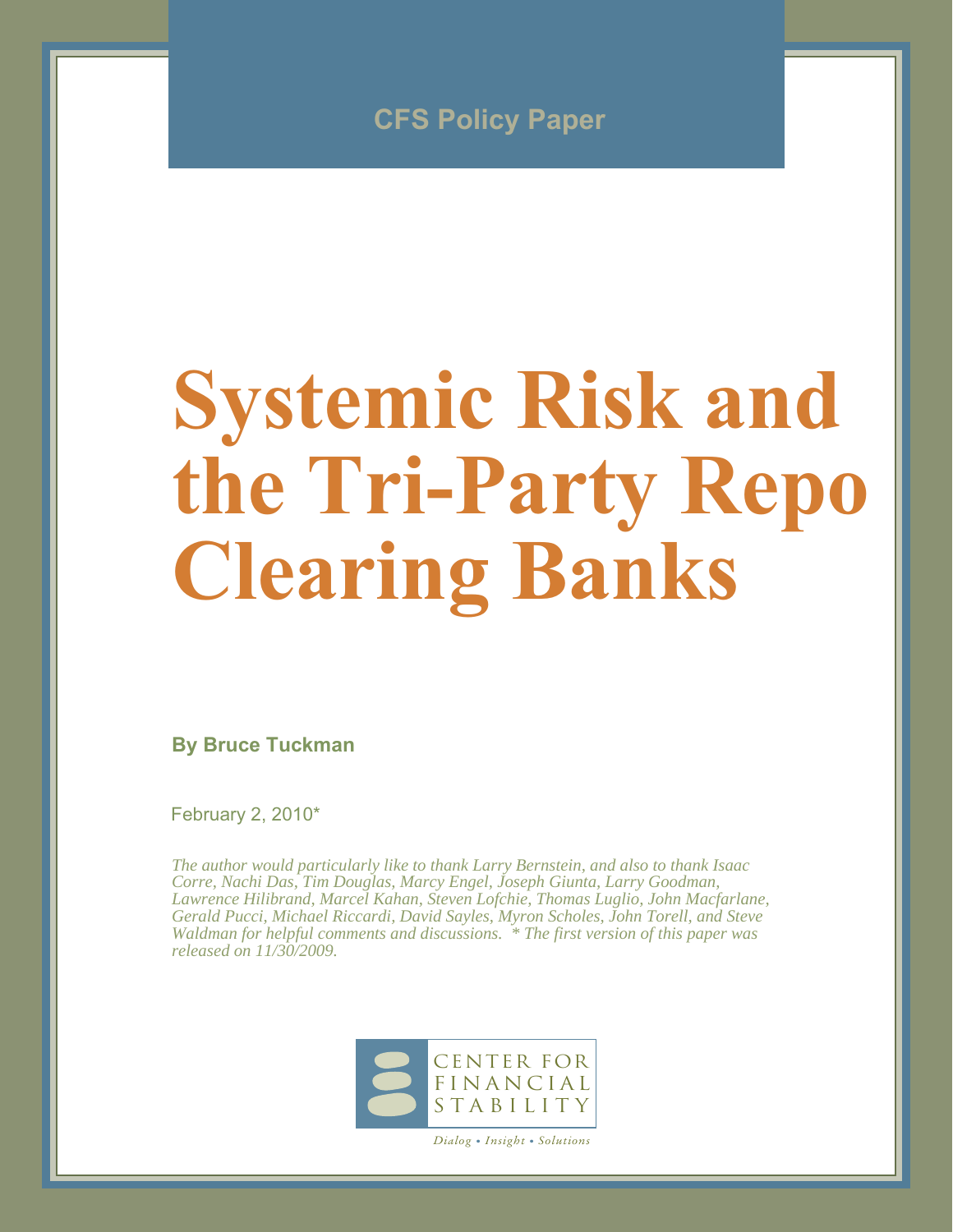CFS Policy Paper

# Systemic Risk and the Tri-Party Repo Clearing Banks

**By Bruce Tuckman**

February 2, 2010*

*The author would particularly like to thank Larry Bernstein, and also to thank Isaac Corre, Nachi Das, Tim Douglas, Marcy Engel, Joseph Giunta, Larry Goodman, Lawrence Hilibrand, Marcel Kahan, Steven Lofchie, Thomas Luglio, John Macfarlane, Gerald Pucci, Michael Riccardi, David Sayles, Myron Scholes, John Torell, and Steve Waldman for helpful comments and discussions. * The first version of this paper was released on 11/30/2009.*

CENTER FOR FINANCIAL STABILITY

*Dialog • Insight • Solutions*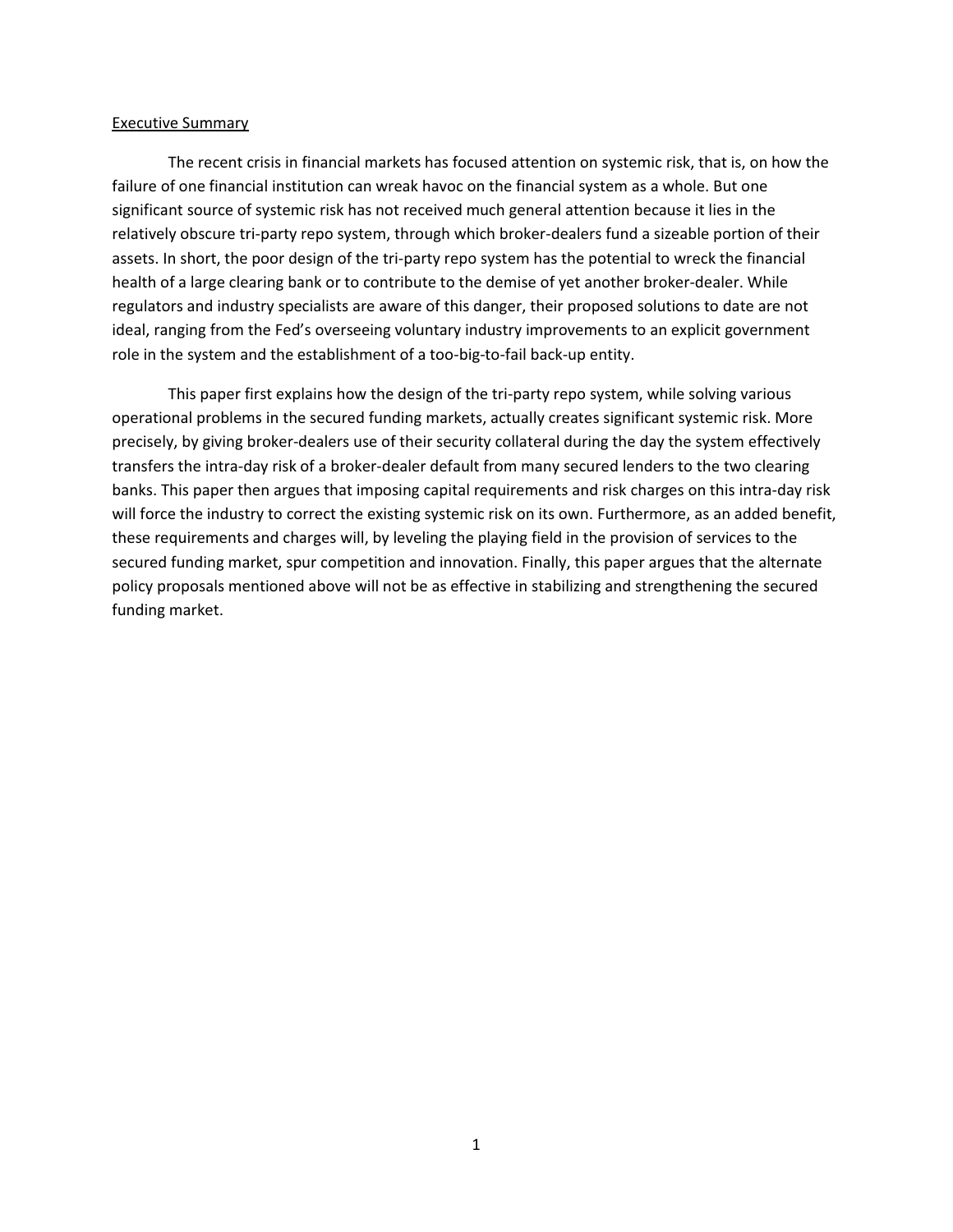## Executive Summary

The recent crisis in financial markets has focused attention on systemic risk, that is, on how the failure of one financial institution can wreak havoc on the financial system as a whole. But one significant source of systemic risk has not received much general attention because it lies in the relatively obscure tri-party repo system, through which broker-dealers fund a sizeable portion of their assets. In short, the poor design of the tri-party repo system has the potential to wreck the financial health of a large clearing bank or to contribute to the demise of yet another broker-dealer. While regulators and industry specialists are aware of this danger, their proposed solutions to date are not ideal, ranging from the Fed's overseeing voluntary industry improvements to an explicit government role in the system and the establishment of a too-big-to-fail back-up entity.

This paper first explains how the design of the tri-party repo system, while solving various operational problems in the secured funding markets, actually creates significant systemic risk. More precisely, by giving broker-dealers use of their security collateral during the day the system effectively transfers the intra-day risk of a broker-dealer default from many secured lenders to the two clearing banks. This paper then argues that imposing capital requirements and risk charges on this intra-day risk will force the industry to correct the existing systemic risk on its own. Furthermore, as an added benefit, these requirements and charges will, by leveling the playing field in the provision of services to the secured funding market, spur competition and innovation. Finally, this paper argues that the alternate policy proposals mentioned above will not be as effective in stabilizing and strengthening the secured funding market.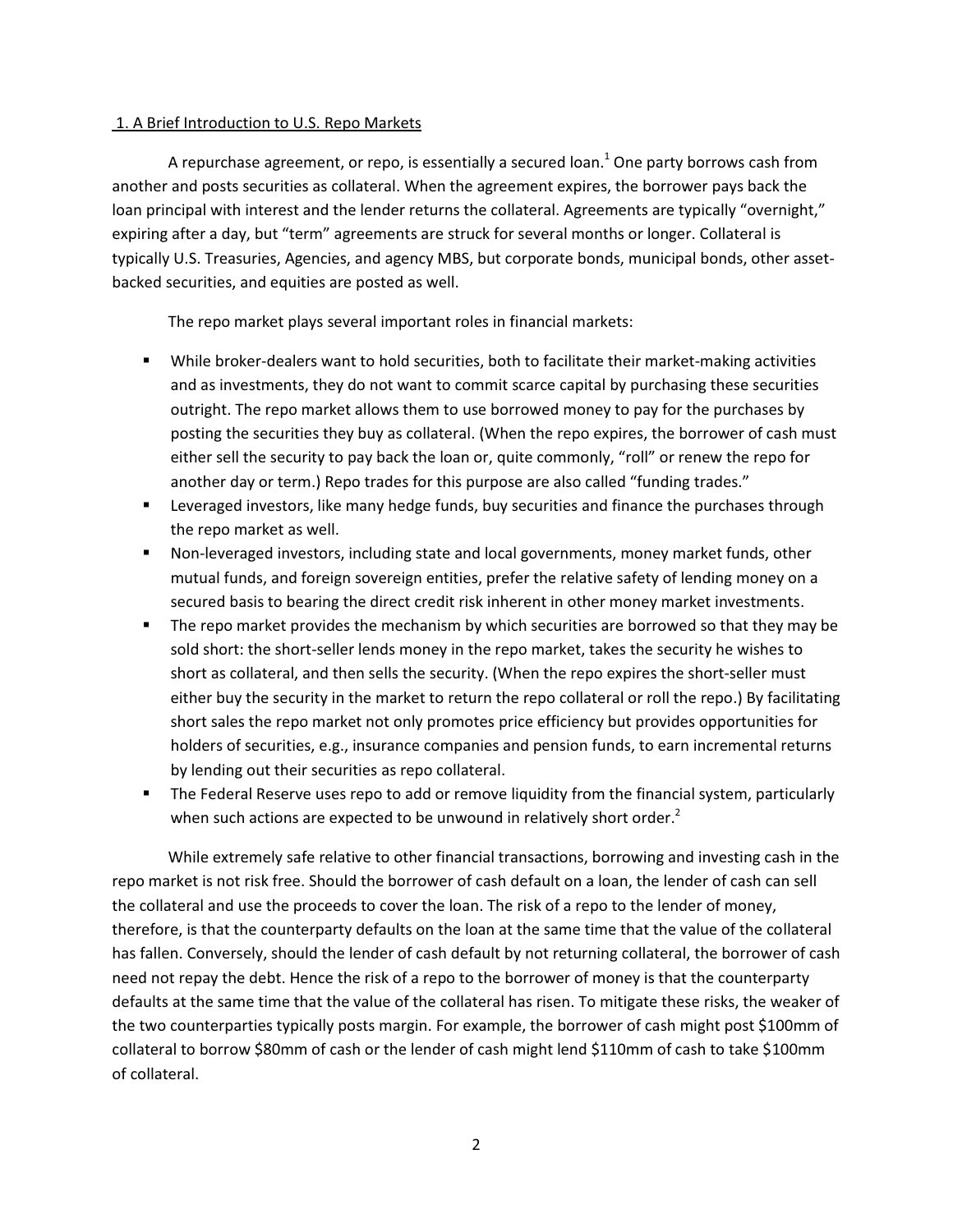## 1. A Brief Introduction to U.S. Repo Markets

A repurchase agreement, or repo, is essentially a secured loan.[1] One party borrows cash from another and posts securities as collateral. When the agreement expires, the borrower pays back the loan principal with interest and the lender returns the collateral. Agreements are typically "overnight," expiring after a day, but "term" agreements are struck for several months or longer. Collateral is typically U.S. Treasuries, Agencies, and agency MBS, but corporate bonds, municipal bonds, other asset-backed securities, and equities are posted as well.

The repo market plays several important roles in financial markets:

- While broker-dealers want to hold securities, both to facilitate their market-making activities and as investments, they do not want to commit scarce capital by purchasing these securities outright. The repo market allows them to use borrowed money to pay for the purchases by posting the securities they buy as collateral. (When the repo expires, the borrower of cash must either sell the security to pay back the loan or, quite commonly, "roll" or renew the repo for another day or term.) Repo trades for this purpose are also called "funding trades."
- Leveraged investors, like many hedge funds, buy securities and finance the purchases through the repo market as well.
- Non-leveraged investors, including state and local governments, money market funds, other mutual funds, and foreign sovereign entities, prefer the relative safety of lending money on a secured basis to bearing the direct credit risk inherent in other money market investments.
- The repo market provides the mechanism by which securities are borrowed so that they may be sold short: the short-seller lends money in the repo market, takes the security he wishes to short as collateral, and then sells the security. (When the repo expires the short-seller must either buy the security in the market to return the repo collateral or roll the repo.) By facilitating short sales the repo market not only promotes price efficiency but provides opportunities for holders of securities, e.g., insurance companies and pension funds, to earn incremental returns by lending out their securities as repo collateral.
- The Federal Reserve uses repo to add or remove liquidity from the financial system, particularly when such actions are expected to be unwound in relatively short order.[2]

While extremely safe relative to other financial transactions, borrowing and investing cash in the repo market is not risk free. Should the borrower of cash default on a loan, the lender of cash can sell the collateral and use the proceeds to cover the loan. The risk of a repo to the lender of money, therefore, is that the counterparty defaults on the loan at the same time that the value of the collateral has fallen. Conversely, should the lender of cash default by not returning collateral, the borrower of cash need not repay the debt. Hence the risk of a repo to the borrower of money is that the counterparty defaults at the same time that the value of the collateral has risen. To mitigate these risks, the weaker of the two counterparties typically posts margin. For example, the borrower of cash might post \$100mm of collateral to borrow \$80mm of cash or the lender of cash might lend \$110mm of cash to take \$100mm of collateral.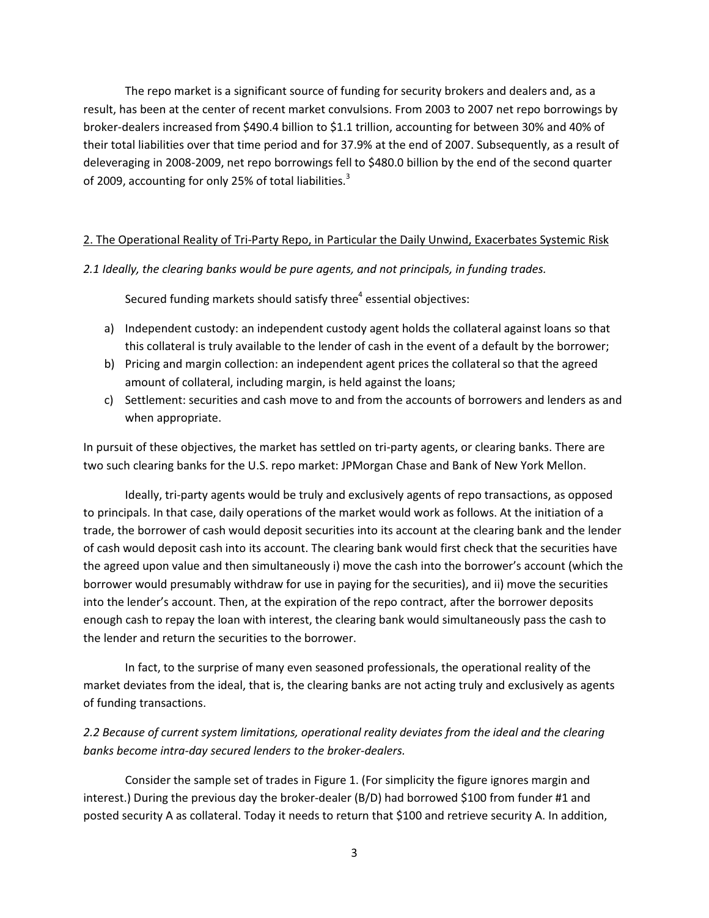The repo market is a significant source of funding for security brokers and dealers and, as a result, has been at the center of recent market convulsions. From 2003 to 2007 net repo borrowings by broker-dealers increased from $490.4 billion to $1.1 trillion, accounting for between 30% and 40% of their total liabilities over that time period and for 37.9% at the end of 2007. Subsequently, as a result of deleveraging in 2008-2009, net repo borrowings fell to $480.0 billion by the end of the second quarter of 2009, accounting for only 25% of total liabilities.[3]

## 2. The Operational Reality of Tri-Party Repo, in Particular the Daily Unwind, Exacerbates Systemic Risk

### *2.1 Ideally, the clearing banks would be pure agents, and not principals, in funding trades.*

Secured funding markets should satisfy three[4] essential objectives:

a) Independent custody: an independent custody agent holds the collateral against loans so that this collateral is truly available to the lender of cash in the event of a default by the borrower;
b) Pricing and margin collection: an independent agent prices the collateral so that the agreed amount of collateral, including margin, is held against the loans;
c) Settlement: securities and cash move to and from the accounts of borrowers and lenders as and when appropriate.

In pursuit of these objectives, the market has settled on tri-party agents, or clearing banks. There are two such clearing banks for the U.S. repo market: JPMorgan Chase and Bank of New York Mellon.

Ideally, tri-party agents would be truly and exclusively agents of repo transactions, as opposed to principals. In that case, daily operations of the market would work as follows. At the initiation of a trade, the borrower of cash would deposit securities into its account at the clearing bank and the lender of cash would deposit cash into its account. The clearing bank would first check that the securities have the agreed upon value and then simultaneously i) move the cash into the borrower's account (which the borrower would presumably withdraw for use in paying for the securities), and ii) move the securities into the lender's account. Then, at the expiration of the repo contract, after the borrower deposits enough cash to repay the loan with interest, the clearing bank would simultaneously pass the cash to the lender and return the securities to the borrower.

In fact, to the surprise of many even seasoned professionals, the operational reality of the market deviates from the ideal, that is, the clearing banks are not acting truly and exclusively as agents of funding transactions.

### *2.2 Because of current system limitations, operational reality deviates from the ideal and the clearing banks become intra-day secured lenders to the broker-dealers.*

Consider the sample set of trades in Figure 1. (For simplicity the figure ignores margin and interest.) During the previous day the broker-dealer (B/D) had borrowed $100 from funder #1 and posted security A as collateral. Today it needs to return that $100 and retrieve security A. In addition,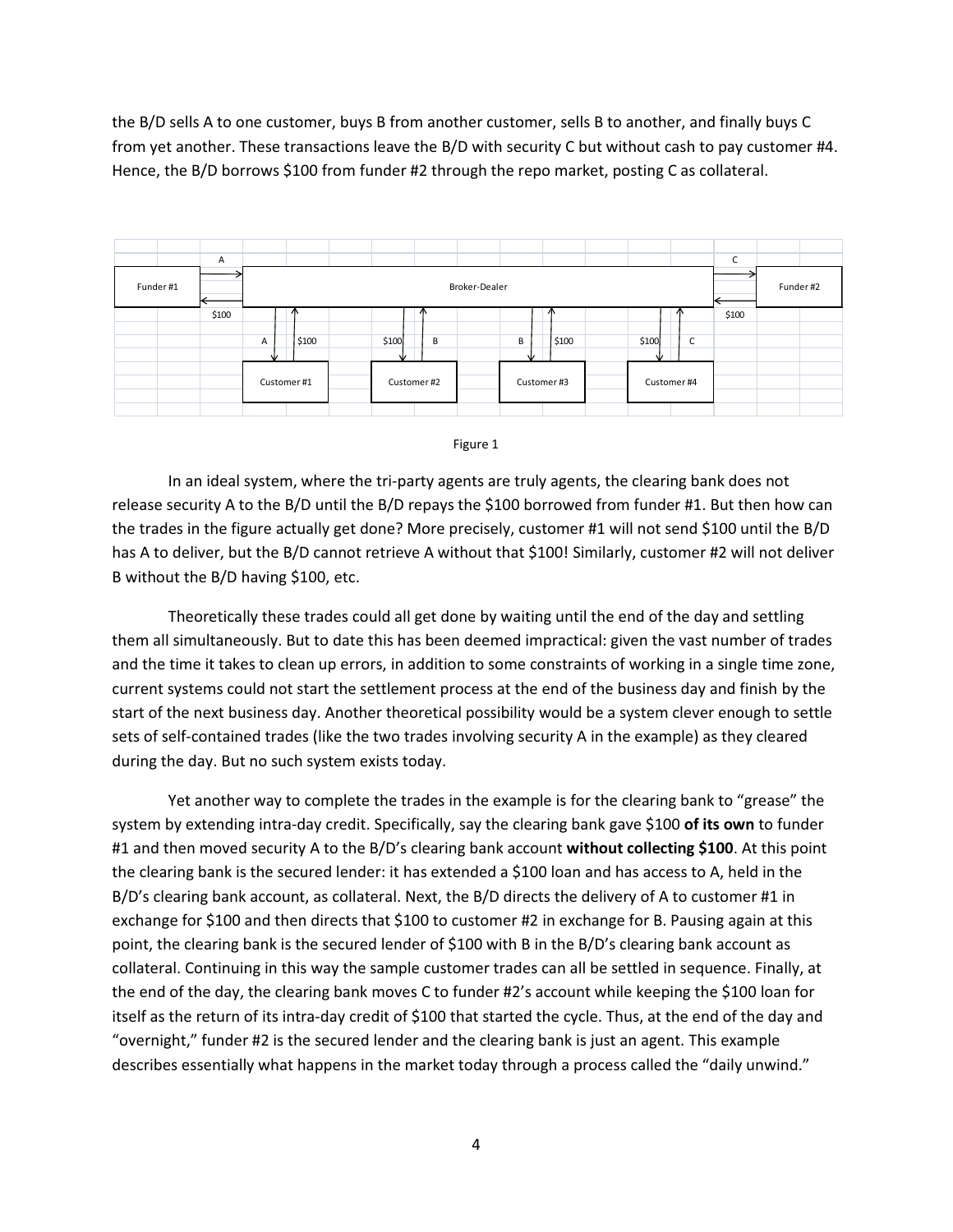the B/D sells A to one customer, buys B from another customer, sells B to another, and finally buys C from yet another. These transactions leave the B/D with security C but without cash to pay customer #4. Hence, the B/D borrows $100 from funder #2 through the repo market, posting C as collateral.

Figure 1

In an ideal system, where the tri-party agents are truly agents, the clearing bank does not release security A to the B/D until the B/D repays the $100 borrowed from funder #1. But then how can the trades in the figure actually get done? More precisely, customer #1 will not send $100 until the B/D has A to deliver, but the B/D cannot retrieve A without that $100! Similarly, customer #2 will not deliver B without the B/D having $100, etc.

Theoretically these trades could all get done by waiting until the end of the day and settling them all simultaneously. But to date this has been deemed impractical: given the vast number of trades and the time it takes to clean up errors, in addition to some constraints of working in a single time zone, current systems could not start the settlement process at the end of the business day and finish by the start of the next business day. Another theoretical possibility would be a system clever enough to settle sets of self-contained trades (like the two trades involving security A in the example) as they cleared during the day. But no such system exists today.

Yet another way to complete the trades in the example is for the clearing bank to "grease" the system by extending intra-day credit. Specifically, say the clearing bank gave $100 **of its own** to funder #1 and then moved security A to the B/D's clearing bank account **without collecting $100**. At this point the clearing bank is the secured lender: it has extended a $100 loan and has access to A, held in the B/D's clearing bank account, as collateral. Next, the B/D directs the delivery of A to customer #1 in exchange for $100 and then directs that $100 to customer #2 in exchange for B. Pausing again at this point, the clearing bank is the secured lender of $100 with B in the B/D's clearing bank account as collateral. Continuing in this way the sample customer trades can all be settled in sequence. Finally, at the end of the day, the clearing bank moves C to funder #2's account while keeping the $100 loan for itself as the return of its intra-day credit of $100 that started the cycle. Thus, at the end of the day and "overnight," funder #2 is the secured lender and the clearing bank is just an agent. This example describes essentially what happens in the market today through a process called the "daily unwind."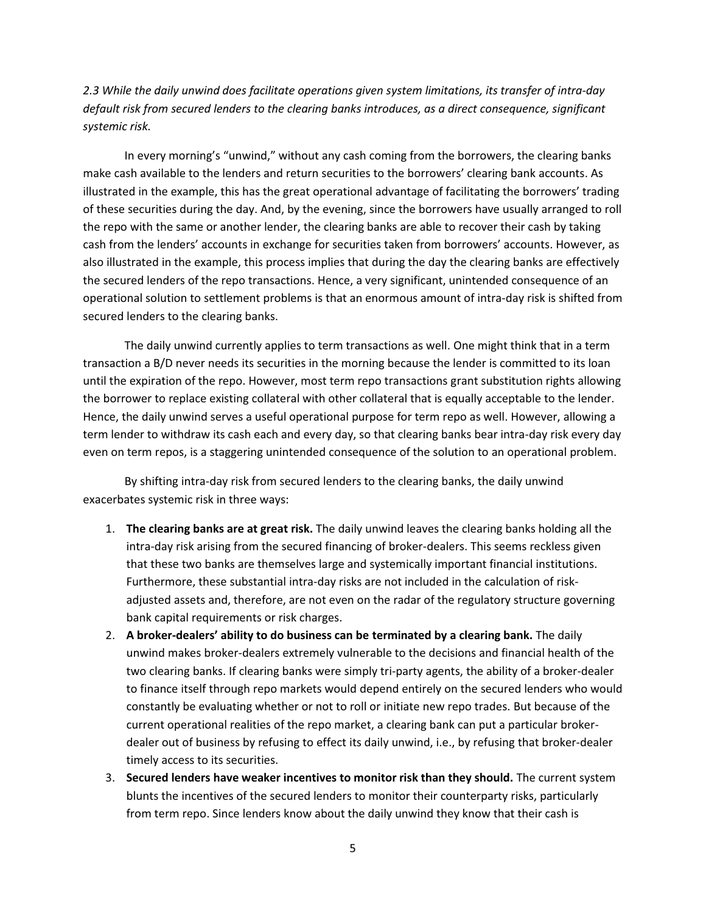*2.3 While the daily unwind does facilitate operations given system limitations, its transfer of intra-day default risk from secured lenders to the clearing banks introduces, as a direct consequence, significant systemic risk.*

In every morning's "unwind," without any cash coming from the borrowers, the clearing banks make cash available to the lenders and return securities to the borrowers' clearing bank accounts. As illustrated in the example, this has the great operational advantage of facilitating the borrowers' trading of these securities during the day. And, by the evening, since the borrowers have usually arranged to roll the repo with the same or another lender, the clearing banks are able to recover their cash by taking cash from the lenders' accounts in exchange for securities taken from borrowers' accounts. However, as also illustrated in the example, this process implies that during the day the clearing banks are effectively the secured lenders of the repo transactions. Hence, a very significant, unintended consequence of an operational solution to settlement problems is that an enormous amount of intra-day risk is shifted from secured lenders to the clearing banks.

The daily unwind currently applies to term transactions as well. One might think that in a term transaction a B/D never needs its securities in the morning because the lender is committed to its loan until the expiration of the repo. However, most term repo transactions grant substitution rights allowing the borrower to replace existing collateral with other collateral that is equally acceptable to the lender. Hence, the daily unwind serves a useful operational purpose for term repo as well. However, allowing a term lender to withdraw its cash each and every day, so that clearing banks bear intra-day risk every day even on term repos, is a staggering unintended consequence of the solution to an operational problem.

By shifting intra-day risk from secured lenders to the clearing banks, the daily unwind exacerbates systemic risk in three ways:

1. **The clearing banks are at great risk.** The daily unwind leaves the clearing banks holding all the intra-day risk arising from the secured financing of broker-dealers. This seems reckless given that these two banks are themselves large and systemically important financial institutions. Furthermore, these substantial intra-day risks are not included in the calculation of risk-adjusted assets and, therefore, are not even on the radar of the regulatory structure governing bank capital requirements or risk charges.
2. **A broker-dealers' ability to do business can be terminated by a clearing bank.** The daily unwind makes broker-dealers extremely vulnerable to the decisions and financial health of the two clearing banks. If clearing banks were simply tri-party agents, the ability of a broker-dealer to finance itself through repo markets would depend entirely on the secured lenders who would constantly be evaluating whether or not to roll or initiate new repo trades. But because of the current operational realities of the repo market, a clearing bank can put a particular broker-dealer out of business by refusing to effect its daily unwind, i.e., by refusing that broker-dealer timely access to its securities.
3. **Secured lenders have weaker incentives to monitor risk than they should.** The current system blunts the incentives of the secured lenders to monitor their counterparty risks, particularly from term repo. Since lenders know about the daily unwind they know that their cash is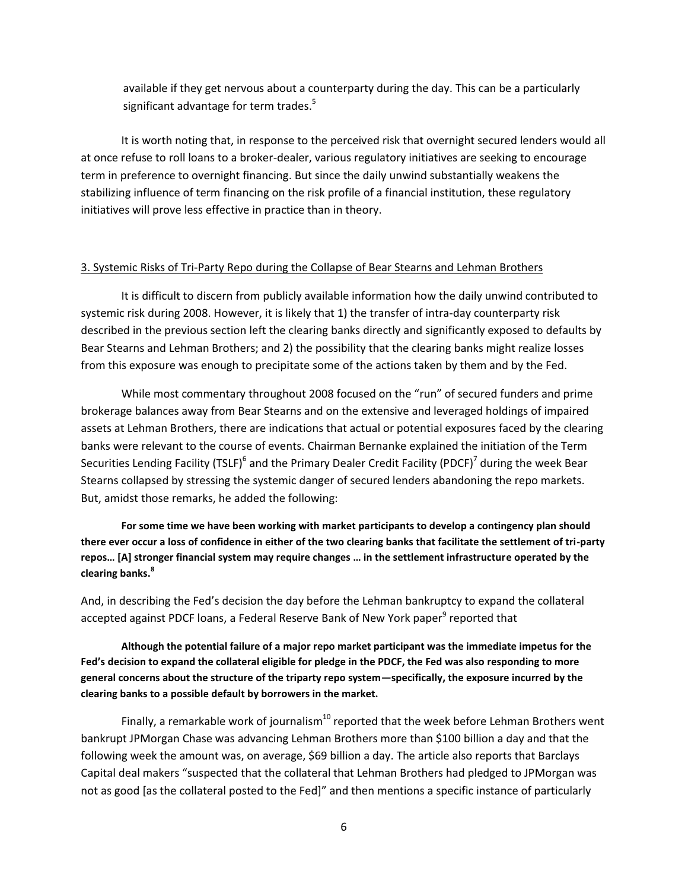available if they get nervous about a counterparty during the day. This can be a particularly significant advantage for term trades.[5]

It is worth noting that, in response to the perceived risk that overnight secured lenders would all at once refuse to roll loans to a broker-dealer, various regulatory initiatives are seeking to encourage term in preference to overnight financing. But since the daily unwind substantially weakens the stabilizing influence of term financing on the risk profile of a financial institution, these regulatory initiatives will prove less effective in practice than in theory.

## 3. Systemic Risks of Tri-Party Repo during the Collapse of Bear Stearns and Lehman Brothers

It is difficult to discern from publicly available information how the daily unwind contributed to systemic risk during 2008. However, it is likely that 1) the transfer of intra-day counterparty risk described in the previous section left the clearing banks directly and significantly exposed to defaults by Bear Stearns and Lehman Brothers; and 2) the possibility that the clearing banks might realize losses from this exposure was enough to precipitate some of the actions taken by them and by the Fed.

While most commentary throughout 2008 focused on the "run" of secured funders and prime brokerage balances away from Bear Stearns and on the extensive and leveraged holdings of impaired assets at Lehman Brothers, there are indications that actual or potential exposures faced by the clearing banks were relevant to the course of events. Chairman Bernanke explained the initiation of the Term Securities Lending Facility (TSLF)[6] and the Primary Dealer Credit Facility (PDCF)[7] during the week Bear Stearns collapsed by stressing the systemic danger of secured lenders abandoning the repo markets. But, amidst those remarks, he added the following:

> **For some time we have been working with market participants to develop a contingency plan should there ever occur a loss of confidence in either of the two clearing banks that facilitate the settlement of tri-party repos… [A] stronger financial system may require changes … in the settlement infrastructure operated by the clearing banks.[8]**

And, in describing the Fed's decision the day before the Lehman bankruptcy to expand the collateral accepted against PDCF loans, a Federal Reserve Bank of New York paper[9] reported that

> **Although the potential failure of a major repo market participant was the immediate impetus for the Fed's decision to expand the collateral eligible for pledge in the PDCF, the Fed was also responding to more general concerns about the structure of the triparty repo system—specifically, the exposure incurred by the clearing banks to a possible default by borrowers in the market.**

Finally, a remarkable work of journalism[10] reported that the week before Lehman Brothers went bankrupt JPMorgan Chase was advancing Lehman Brothers more than $100 billion a day and that the following week the amount was, on average, $69 billion a day. The article also reports that Barclays Capital deal makers "suspected that the collateral that Lehman Brothers had pledged to JPMorgan was not as good [as the collateral posted to the Fed]" and then mentions a specific instance of particularly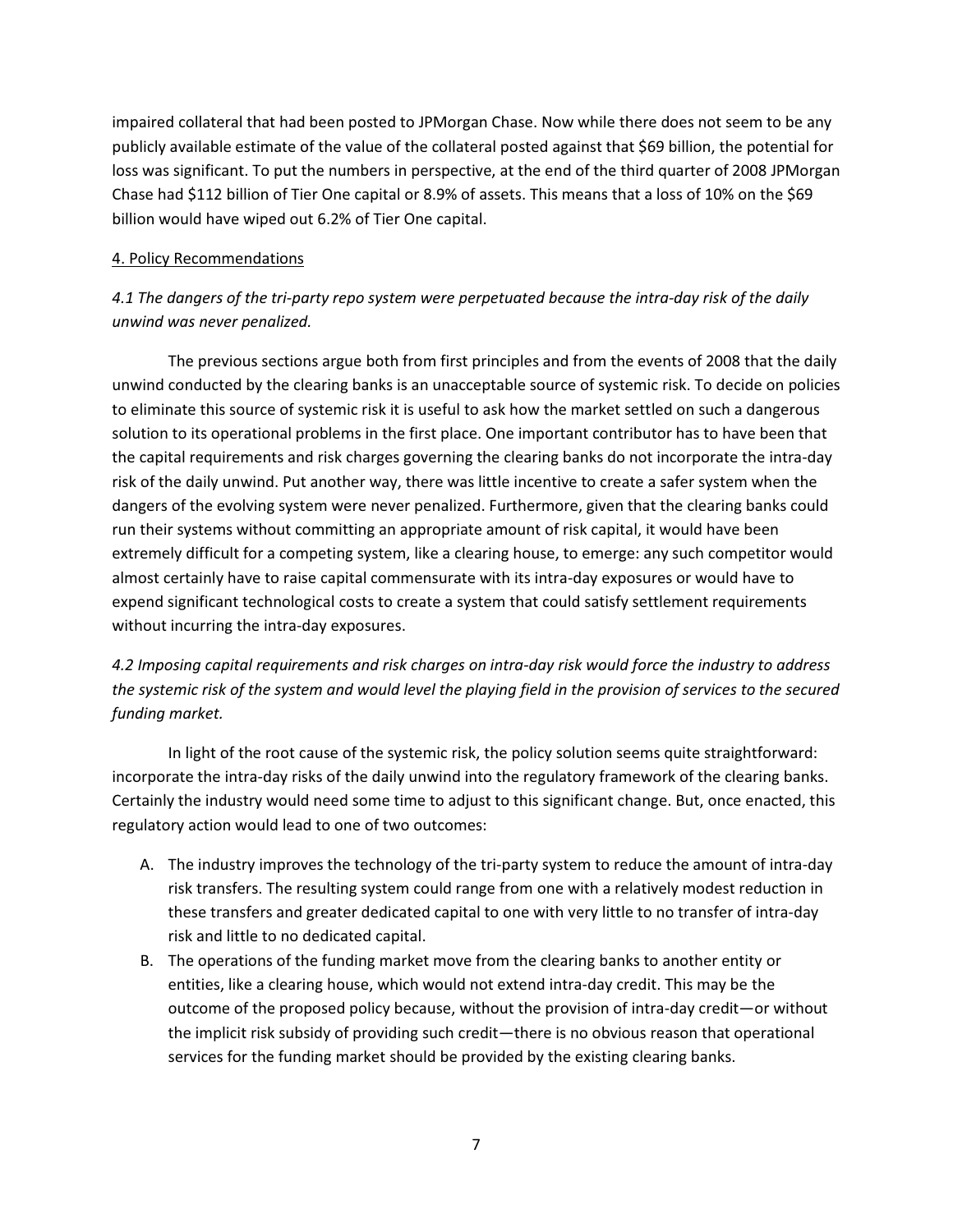impaired collateral that had been posted to JPMorgan Chase. Now while there does not seem to be any publicly available estimate of the value of the collateral posted against that $69 billion, the potential for loss was significant. To put the numbers in perspective, at the end of the third quarter of 2008 JPMorgan Chase had $112 billion of Tier One capital or 8.9% of assets. This means that a loss of 10% on the $69 billion would have wiped out 6.2% of Tier One capital.

## 4. Policy Recommendations

### *4.1 The dangers of the tri-party repo system were perpetuated because the intra-day risk of the daily unwind was never penalized.*

The previous sections argue both from first principles and from the events of 2008 that the daily unwind conducted by the clearing banks is an unacceptable source of systemic risk. To decide on policies to eliminate this source of systemic risk it is useful to ask how the market settled on such a dangerous solution to its operational problems in the first place. One important contributor has to have been that the capital requirements and risk charges governing the clearing banks do not incorporate the intra-day risk of the daily unwind. Put another way, there was little incentive to create a safer system when the dangers of the evolving system were never penalized. Furthermore, given that the clearing banks could run their systems without committing an appropriate amount of risk capital, it would have been extremely difficult for a competing system, like a clearing house, to emerge: any such competitor would almost certainly have to raise capital commensurate with its intra-day exposures or would have to expend significant technological costs to create a system that could satisfy settlement requirements without incurring the intra-day exposures.

### *4.2 Imposing capital requirements and risk charges on intra-day risk would force the industry to address the systemic risk of the system and would level the playing field in the provision of services to the secured funding market.*

In light of the root cause of the systemic risk, the policy solution seems quite straightforward: incorporate the intra-day risks of the daily unwind into the regulatory framework of the clearing banks. Certainly the industry would need some time to adjust to this significant change. But, once enacted, this regulatory action would lead to one of two outcomes:

A. The industry improves the technology of the tri-party system to reduce the amount of intra-day risk transfers. The resulting system could range from one with a relatively modest reduction in these transfers and greater dedicated capital to one with very little to no transfer of intra-day risk and little to no dedicated capital.
B. The operations of the funding market move from the clearing banks to another entity or entities, like a clearing house, which would not extend intra-day credit. This may be the outcome of the proposed policy because, without the provision of intra-day credit—or without the implicit risk subsidy of providing such credit—there is no obvious reason that operational services for the funding market should be provided by the existing clearing banks.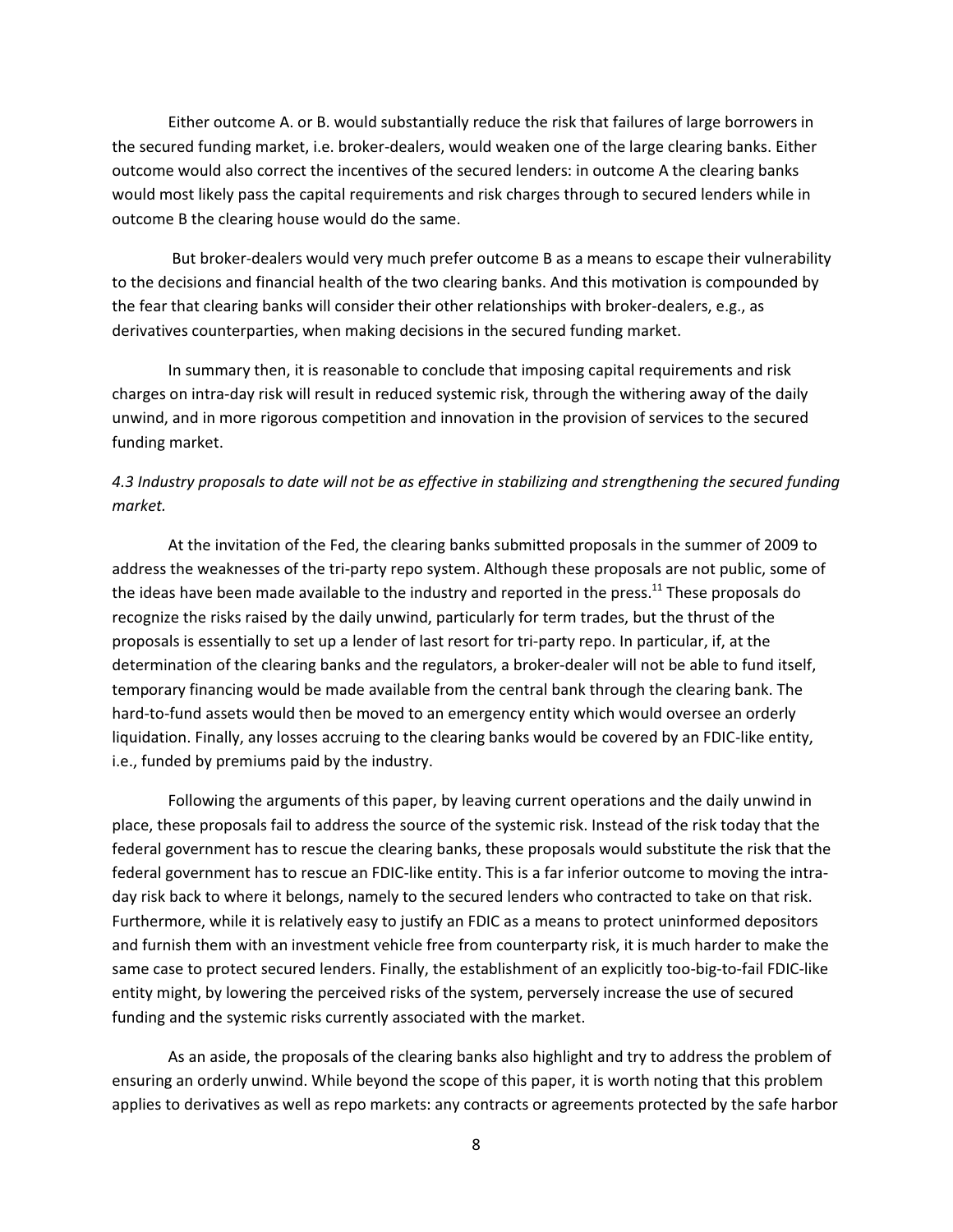Either outcome A. or B. would substantially reduce the risk that failures of large borrowers in the secured funding market, i.e. broker-dealers, would weaken one of the large clearing banks. Either outcome would also correct the incentives of the secured lenders: in outcome A the clearing banks would most likely pass the capital requirements and risk charges through to secured lenders while in outcome B the clearing house would do the same.

But broker-dealers would very much prefer outcome B as a means to escape their vulnerability to the decisions and financial health of the two clearing banks. And this motivation is compounded by the fear that clearing banks will consider their other relationships with broker-dealers, e.g., as derivatives counterparties, when making decisions in the secured funding market.

In summary then, it is reasonable to conclude that imposing capital requirements and risk charges on intra-day risk will result in reduced systemic risk, through the withering away of the daily unwind, and in more rigorous competition and innovation in the provision of services to the secured funding market.

*4.3 Industry proposals to date will not be as effective in stabilizing and strengthening the secured funding market.*

At the invitation of the Fed, the clearing banks submitted proposals in the summer of 2009 to address the weaknesses of the tri-party repo system. Although these proposals are not public, some of the ideas have been made available to the industry and reported in the press.[11] These proposals do recognize the risks raised by the daily unwind, particularly for term trades, but the thrust of the proposals is essentially to set up a lender of last resort for tri-party repo. In particular, if, at the determination of the clearing banks and the regulators, a broker-dealer will not be able to fund itself, temporary financing would be made available from the central bank through the clearing bank. The hard-to-fund assets would then be moved to an emergency entity which would oversee an orderly liquidation. Finally, any losses accruing to the clearing banks would be covered by an FDIC-like entity, i.e., funded by premiums paid by the industry.

Following the arguments of this paper, by leaving current operations and the daily unwind in place, these proposals fail to address the source of the systemic risk. Instead of the risk today that the federal government has to rescue the clearing banks, these proposals would substitute the risk that the federal government has to rescue an FDIC-like entity. This is a far inferior outcome to moving the intra-day risk back to where it belongs, namely to the secured lenders who contracted to take on that risk. Furthermore, while it is relatively easy to justify an FDIC as a means to protect uninformed depositors and furnish them with an investment vehicle free from counterparty risk, it is much harder to make the same case to protect secured lenders. Finally, the establishment of an explicitly too-big-to-fail FDIC-like entity might, by lowering the perceived risks of the system, perversely increase the use of secured funding and the systemic risks currently associated with the market.

As an aside, the proposals of the clearing banks also highlight and try to address the problem of ensuring an orderly unwind. While beyond the scope of this paper, it is worth noting that this problem applies to derivatives as well as repo markets: any contracts or agreements protected by the safe harbor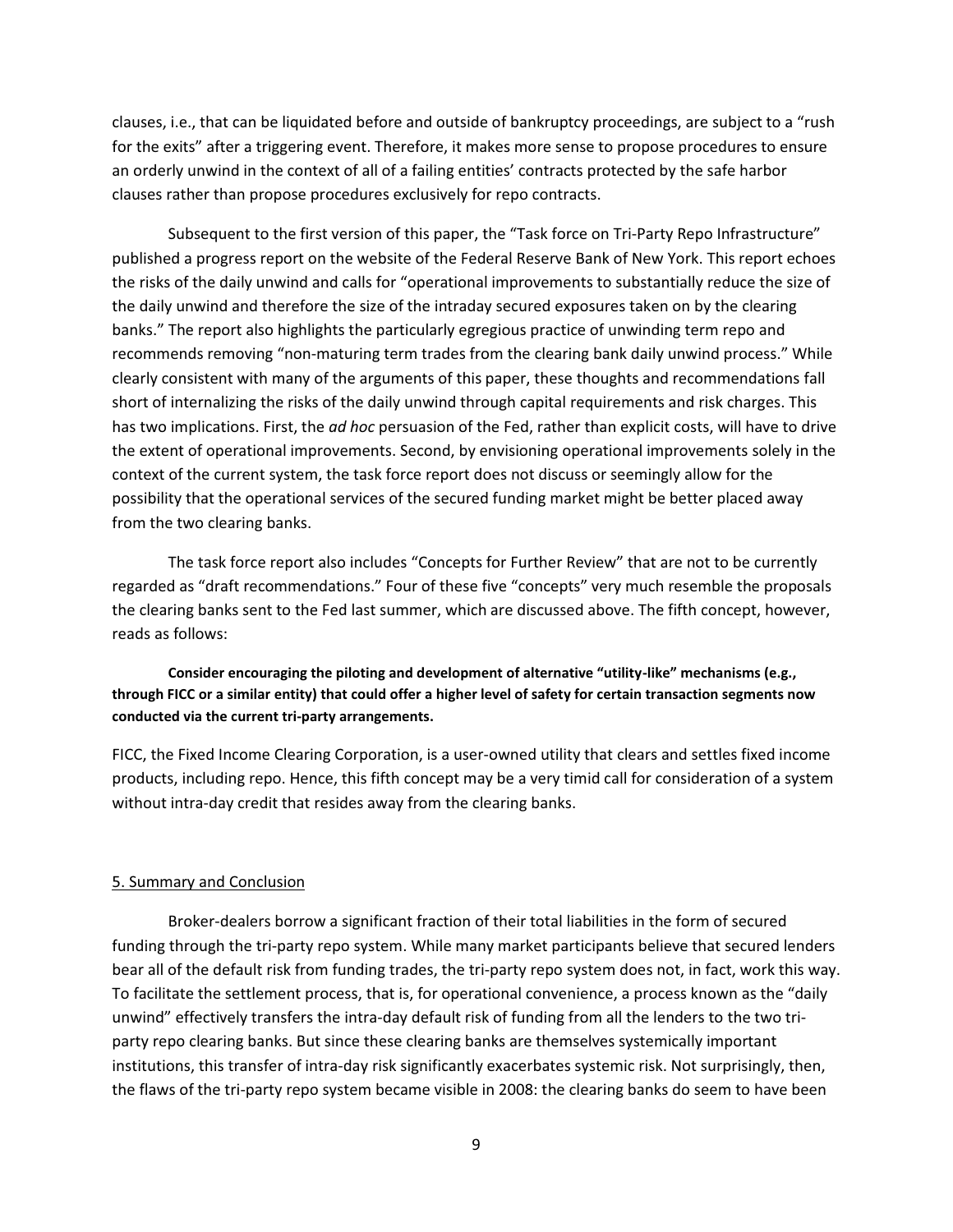clauses, i.e., that can be liquidated before and outside of bankruptcy proceedings, are subject to a "rush for the exits" after a triggering event. Therefore, it makes more sense to propose procedures to ensure an orderly unwind in the context of all of a failing entities' contracts protected by the safe harbor clauses rather than propose procedures exclusively for repo contracts.

Subsequent to the first version of this paper, the "Task force on Tri-Party Repo Infrastructure" published a progress report on the website of the Federal Reserve Bank of New York. This report echoes the risks of the daily unwind and calls for "operational improvements to substantially reduce the size of the daily unwind and therefore the size of the intraday secured exposures taken on by the clearing banks." The report also highlights the particularly egregious practice of unwinding term repo and recommends removing "non-maturing term trades from the clearing bank daily unwind process." While clearly consistent with many of the arguments of this paper, these thoughts and recommendations fall short of internalizing the risks of the daily unwind through capital requirements and risk charges. This has two implications. First, the *ad hoc* persuasion of the Fed, rather than explicit costs, will have to drive the extent of operational improvements. Second, by envisioning operational improvements solely in the context of the current system, the task force report does not discuss or seemingly allow for the possibility that the operational services of the secured funding market might be better placed away from the two clearing banks.

The task force report also includes "Concepts for Further Review" that are not to be currently regarded as "draft recommendations." Four of these five "concepts" very much resemble the proposals the clearing banks sent to the Fed last summer, which are discussed above. The fifth concept, however, reads as follows:

> **Consider encouraging the piloting and development of alternative "utility-like" mechanisms (e.g., through FICC or a similar entity) that could offer a higher level of safety for certain transaction segments now conducted via the current tri-party arrangements.**

FICC, the Fixed Income Clearing Corporation, is a user-owned utility that clears and settles fixed income products, including repo. Hence, this fifth concept may be a very timid call for consideration of a system without intra-day credit that resides away from the clearing banks.

## 5. Summary and Conclusion

Broker-dealers borrow a significant fraction of their total liabilities in the form of secured funding through the tri-party repo system. While many market participants believe that secured lenders bear all of the default risk from funding trades, the tri-party repo system does not, in fact, work this way. To facilitate the settlement process, that is, for operational convenience, a process known as the "daily unwind" effectively transfers the intra-day default risk of funding from all the lenders to the two tri-party repo clearing banks. But since these clearing banks are themselves systemically important institutions, this transfer of intra-day risk significantly exacerbates systemic risk. Not surprisingly, then, the flaws of the tri-party repo system became visible in 2008: the clearing banks do seem to have been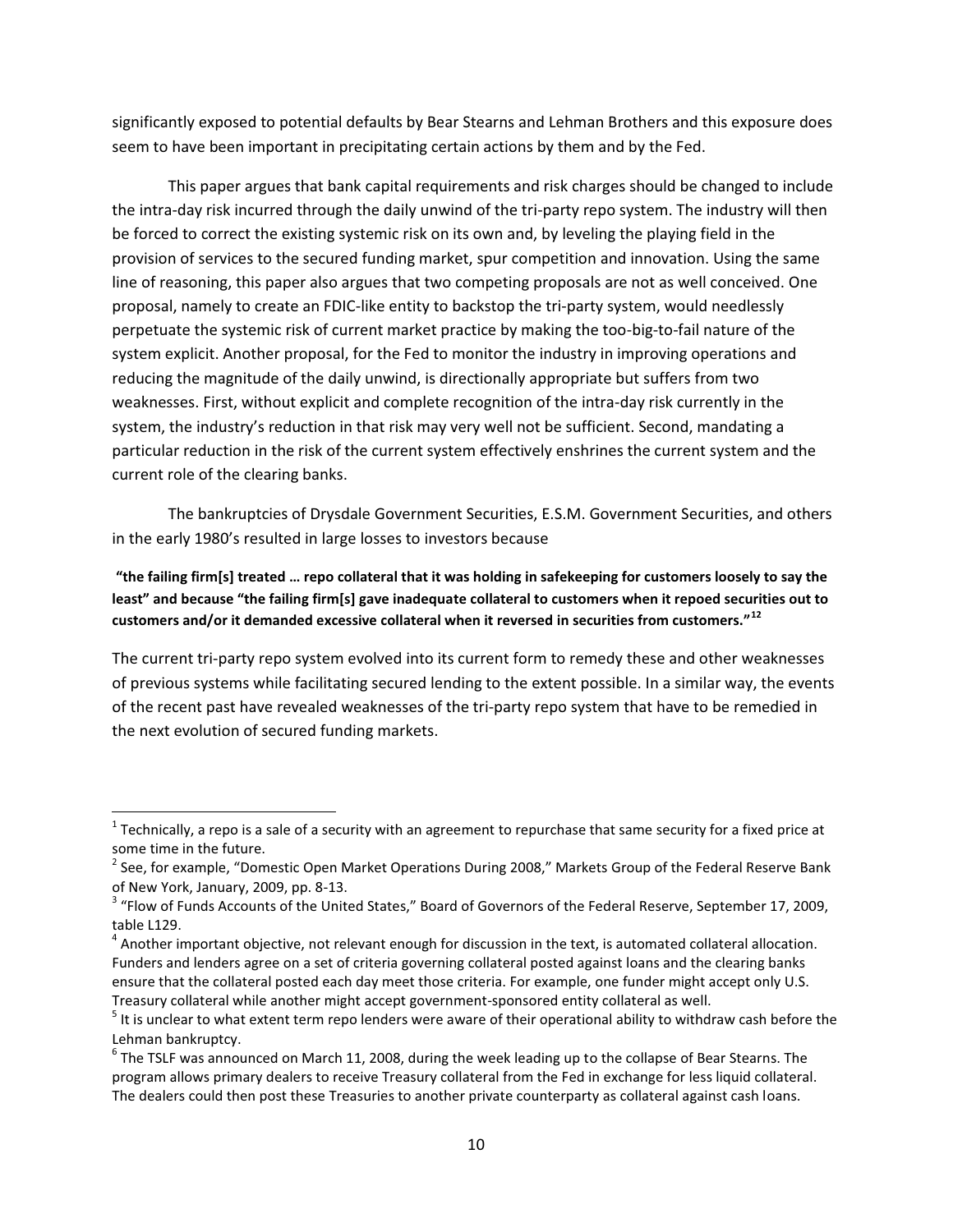significantly exposed to potential defaults by Bear Stearns and Lehman Brothers and this exposure does seem to have been important in precipitating certain actions by them and by the Fed.

This paper argues that bank capital requirements and risk charges should be changed to include the intra-day risk incurred through the daily unwind of the tri-party repo system. The industry will then be forced to correct the existing systemic risk on its own and, by leveling the playing field in the provision of services to the secured funding market, spur competition and innovation. Using the same line of reasoning, this paper also argues that two competing proposals are not as well conceived. One proposal, namely to create an FDIC-like entity to backstop the tri-party system, would needlessly perpetuate the systemic risk of current market practice by making the too-big-to-fail nature of the system explicit. Another proposal, for the Fed to monitor the industry in improving operations and reducing the magnitude of the daily unwind, is directionally appropriate but suffers from two weaknesses. First, without explicit and complete recognition of the intra-day risk currently in the system, the industry's reduction in that risk may very well not be sufficient. Second, mandating a particular reduction in the risk of the current system effectively enshrines the current system and the current role of the clearing banks.

The bankruptcies of Drysdale Government Securities, E.S.M. Government Securities, and others in the early 1980's resulted in large losses to investors because

**"the failing firm[s] treated … repo collateral that it was holding in safekeeping for customers loosely to say the least" and because "the failing firm[s] gave inadequate collateral to customers when it repoed securities out to customers and/or it demanded excessive collateral when it reversed in securities from customers."[12]**

The current tri-party repo system evolved into its current form to remedy these and other weaknesses of previous systems while facilitating secured lending to the extent possible. In a similar way, the events of the recent past have revealed weaknesses of the tri-party repo system that have to be remedied in the next evolution of secured funding markets.

---

[1] Technically, a repo is a sale of a security with an agreement to repurchase that same security for a fixed price at some time in the future.

[2] See, for example, "Domestic Open Market Operations During 2008," Markets Group of the Federal Reserve Bank of New York, January, 2009, pp. 8-13.

[3] "Flow of Funds Accounts of the United States," Board of Governors of the Federal Reserve, September 17, 2009, table L129.

[4] Another important objective, not relevant enough for discussion in the text, is automated collateral allocation. Funders and lenders agree on a set of criteria governing collateral posted against loans and the clearing banks ensure that the collateral posted each day meet those criteria. For example, one funder might accept only U.S. Treasury collateral while another might accept government-sponsored entity collateral as well.

[5] It is unclear to what extent term repo lenders were aware of their operational ability to withdraw cash before the Lehman bankruptcy.

[6] The TSLF was announced on March 11, 2008, during the week leading up to the collapse of Bear Stearns. The program allows primary dealers to receive Treasury collateral from the Fed in exchange for less liquid collateral. The dealers could then post these Treasuries to another private counterparty as collateral against cash loans.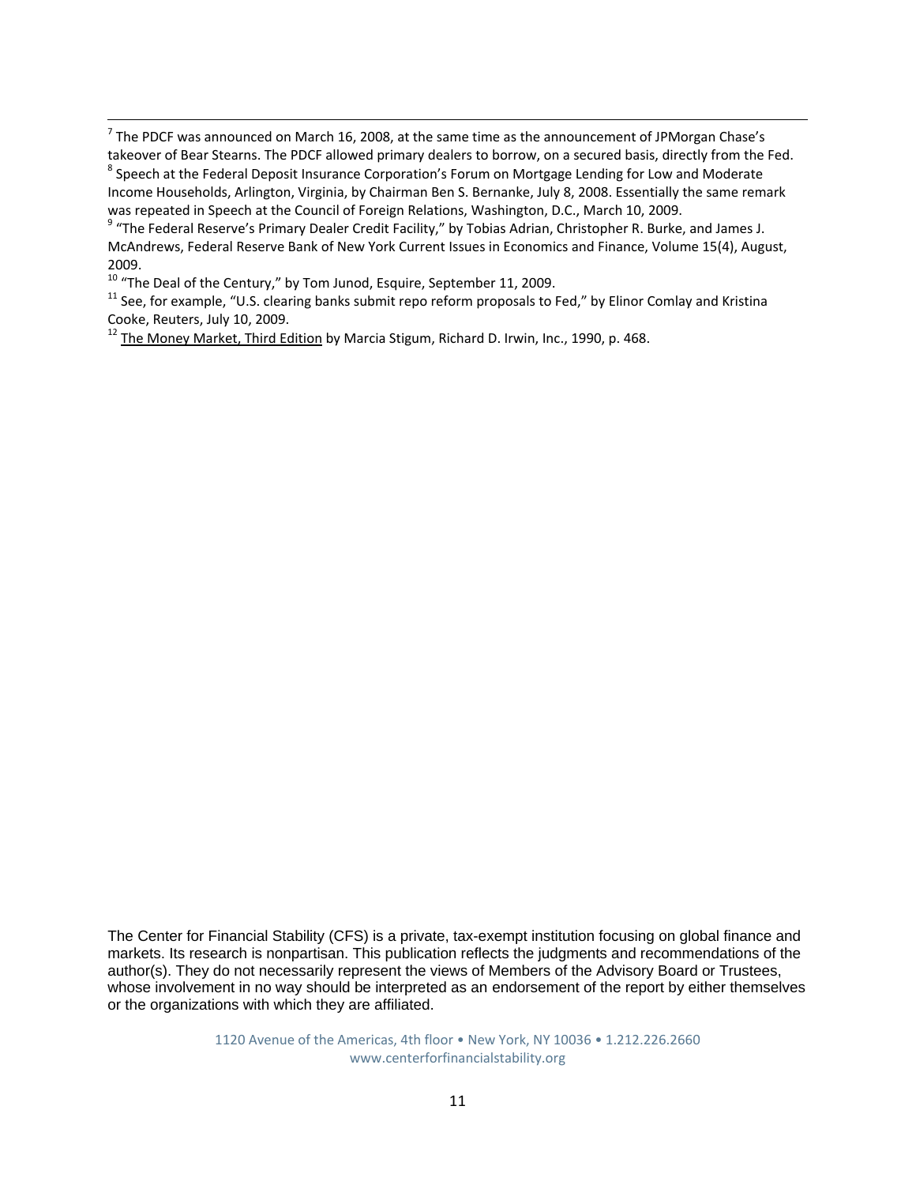[7] The PDCF was announced on March 16, 2008, at the same time as the announcement of JPMorgan Chase's takeover of Bear Stearns. The PDCF allowed primary dealers to borrow, on a secured basis, directly from the Fed.

[8] Speech at the Federal Deposit Insurance Corporation's Forum on Mortgage Lending for Low and Moderate Income Households, Arlington, Virginia, by Chairman Ben S. Bernanke, July 8, 2008. Essentially the same remark was repeated in Speech at the Council of Foreign Relations, Washington, D.C., March 10, 2009.

[9] "The Federal Reserve's Primary Dealer Credit Facility," by Tobias Adrian, Christopher R. Burke, and James J. McAndrews, Federal Reserve Bank of New York Current Issues in Economics and Finance, Volume 15(4), August, 2009.

[10] "The Deal of the Century," by Tom Junod, Esquire, September 11, 2009.

[11] See, for example, "U.S. clearing banks submit repo reform proposals to Fed," by Elinor Comlay and Kristina Cooke, Reuters, July 10, 2009.

[12] The Money Market, Third Edition by Marcia Stigum, Richard D. Irwin, Inc., 1990, p. 468.

The Center for Financial Stability (CFS) is a private, tax-exempt institution focusing on global finance and markets. Its research is nonpartisan. This publication reflects the judgments and recommendations of the author(s). They do not necessarily represent the views of Members of the Advisory Board or Trustees, whose involvement in no way should be interpreted as an endorsement of the report by either themselves or the organizations with which they are affiliated.

1120 Avenue of the Americas, 4th floor • New York, NY 10036 • 1.212.226.2660
www.centerforfinancialstability.org